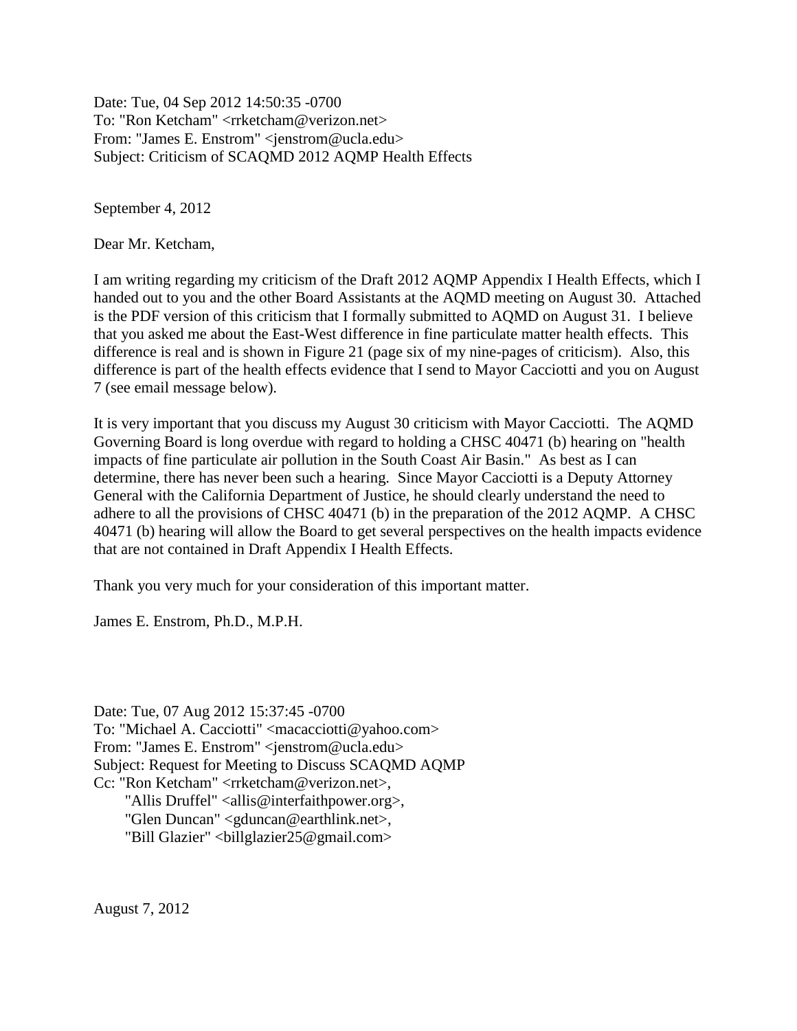Date: Tue, 04 Sep 2012 14:50:35 -0700
To: "Ron Ketcham" <rrketcham@verizon.net>
From: "James E. Enstrom" <jenstrom@ucla.edu>
Subject: Criticism of SCAQMD 2012 AQMP Health Effects

September 4, 2012

Dear Mr. Ketcham,

I am writing regarding my criticism of the Draft 2012 AQMP Appendix I Health Effects, which I handed out to you and the other Board Assistants at the AQMD meeting on August 30. Attached is the PDF version of this criticism that I formally submitted to AQMD on August 31. I believe that you asked me about the East-West difference in fine particulate matter health effects. This difference is real and is shown in Figure 21 (page six of my nine-pages of criticism). Also, this difference is part of the health effects evidence that I send to Mayor Cacciotti and you on August 7 (see email message below).

It is very important that you discuss my August 30 criticism with Mayor Cacciotti. The AQMD Governing Board is long overdue with regard to holding a CHSC 40471 (b) hearing on "health impacts of fine particulate air pollution in the South Coast Air Basin." As best as I can determine, there has never been such a hearing. Since Mayor Cacciotti is a Deputy Attorney General with the California Department of Justice, he should clearly understand the need to adhere to all the provisions of CHSC 40471 (b) in the preparation of the 2012 AQMP. A CHSC 40471 (b) hearing will allow the Board to get several perspectives on the health impacts evidence that are not contained in Draft Appendix I Health Effects.

Thank you very much for your consideration of this important matter.

James E. Enstrom, Ph.D., M.P.H.

Date: Tue, 07 Aug 2012 15:37:45 -0700
To: "Michael A. Cacciotti" <macacciotti@yahoo.com>
From: "James E. Enstrom" <jenstrom@ucla.edu>
Subject: Request for Meeting to Discuss SCAQMD AQMP
Cc: "Ron Ketcham" <rrketcham@verizon.net>,
"Allis Druffel" <allis@interfaithpower.org>,
"Glen Duncan" <gduncan@earthlink.net>,
"Bill Glazier" <billglazier25@gmail.com>

August 7, 2012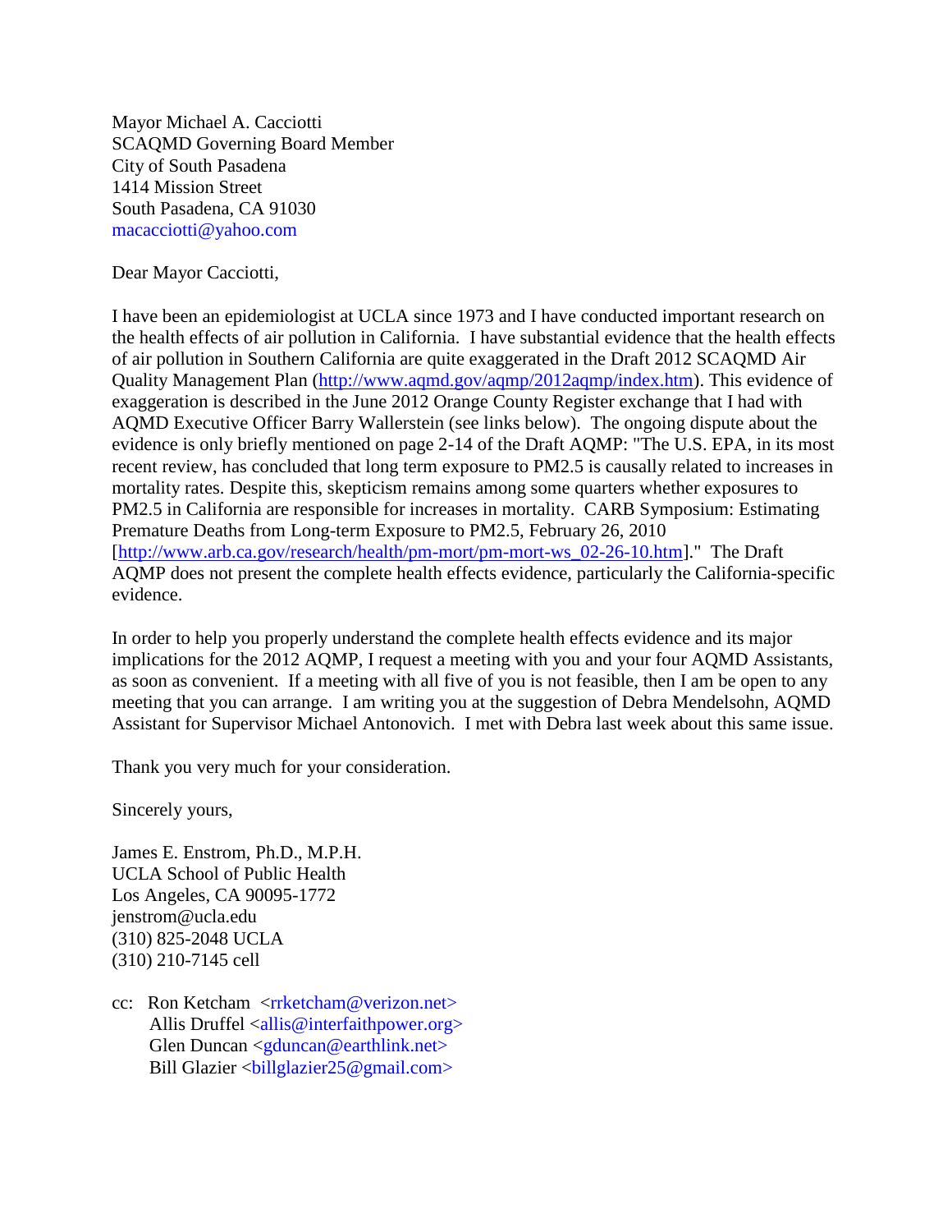Mayor Michael A. Cacciotti
SCAQMD Governing Board Member
City of South Pasadena
1414 Mission Street
South Pasadena, CA 91030
macacciotti@yahoo.com

Dear Mayor Cacciotti,

I have been an epidemiologist at UCLA since 1973 and I have conducted important research on the health effects of air pollution in California. I have substantial evidence that the health effects of air pollution in Southern California are quite exaggerated in the Draft 2012 SCAQMD Air Quality Management Plan (http://www.aqmd.gov/aqmp/2012aqmp/index.htm). This evidence of exaggeration is described in the June 2012 Orange County Register exchange that I had with AQMD Executive Officer Barry Wallerstein (see links below). The ongoing dispute about the evidence is only briefly mentioned on page 2-14 of the Draft AQMP: "The U.S. EPA, in its most recent review, has concluded that long term exposure to PM2.5 is causally related to increases in mortality rates. Despite this, skepticism remains among some quarters whether exposures to PM2.5 in California are responsible for increases in mortality. CARB Symposium: Estimating Premature Deaths from Long-term Exposure to PM2.5, February 26, 2010 [http://www.arb.ca.gov/research/health/pm-mort/pm-mort-ws_02-26-10.htm]." The Draft AQMP does not present the complete health effects evidence, particularly the California-specific evidence.

In order to help you properly understand the complete health effects evidence and its major implications for the 2012 AQMP, I request a meeting with you and your four AQMD Assistants, as soon as convenient. If a meeting with all five of you is not feasible, then I am be open to any meeting that you can arrange. I am writing you at the suggestion of Debra Mendelsohn, AQMD Assistant for Supervisor Michael Antonovich. I met with Debra last week about this same issue.

Thank you very much for your consideration.

Sincerely yours,

James E. Enstrom, Ph.D., M.P.H.
UCLA School of Public Health
Los Angeles, CA 90095-1772
jenstrom@ucla.edu
(310) 825-2048 UCLA
(310) 210-7145 cell

cc: Ron Ketcham <rrketcham@verizon.net>
Allis Druffel <allis@interfaithpower.org>
Glen Duncan <gduncan@earthlink.net>
Bill Glazier <billglazier25@gmail.com>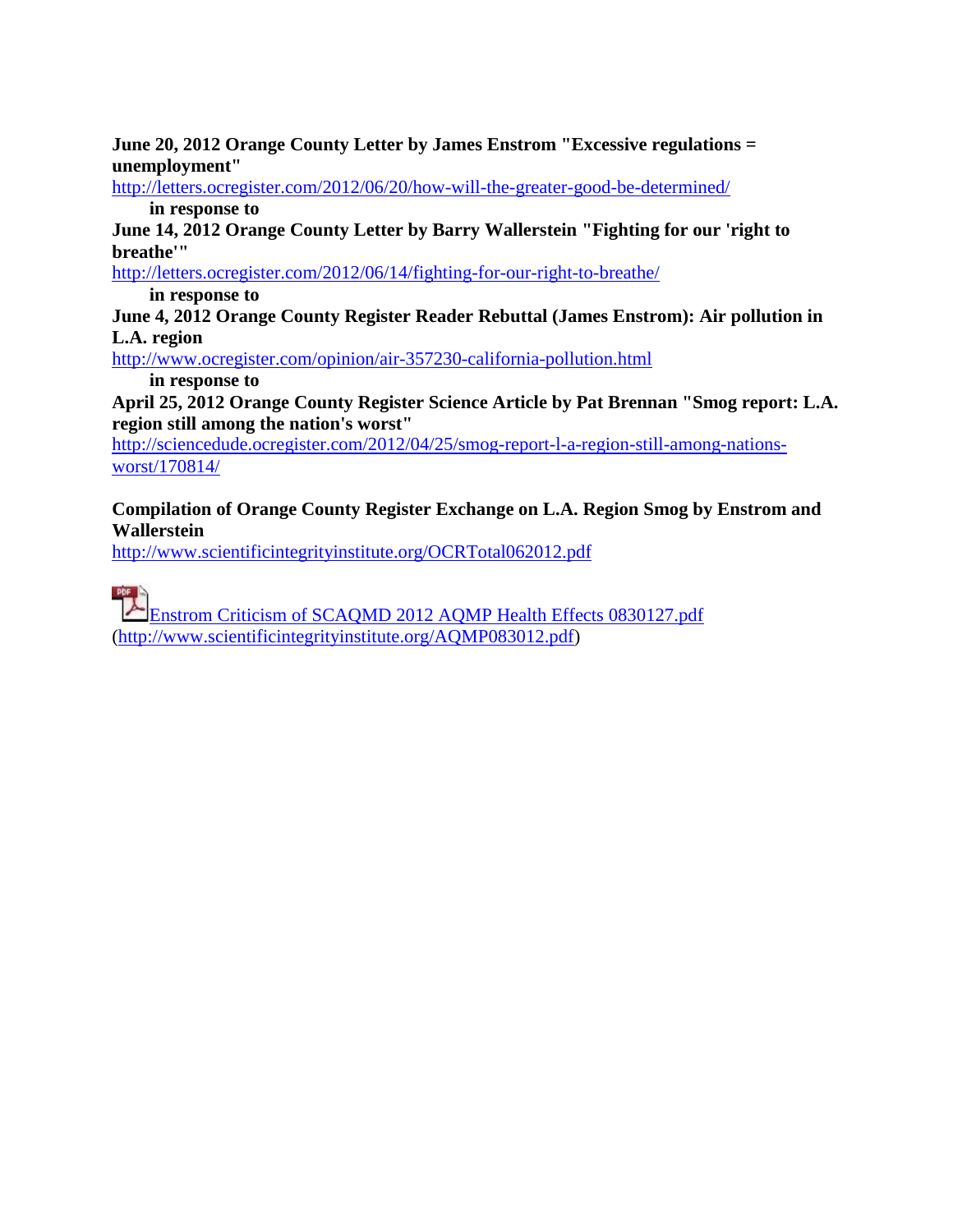**June 20, 2012 Orange County Letter by James Enstrom "Excessive regulations = unemployment"**
http://letters.ocregister.com/2012/06/20/how-will-the-greater-good-be-determined/

**in response to**

**June 14, 2012 Orange County Letter by Barry Wallerstein "Fighting for our 'right to breathe'"**
http://letters.ocregister.com/2012/06/14/fighting-for-our-right-to-breathe/

**in response to**

**June 4, 2012 Orange County Register Reader Rebuttal (James Enstrom): Air pollution in L.A. region**
http://www.ocregister.com/opinion/air-357230-california-pollution.html

**in response to**

**April 25, 2012 Orange County Register Science Article by Pat Brennan "Smog report: L.A. region still among the nation's worst"**
http://sciencedude.ocregister.com/2012/04/25/smog-report-l-a-region-still-among-nations-worst/170814/

**Compilation of Orange County Register Exchange on L.A. Region Smog by Enstrom and Wallerstein**
http://www.scientificintegrityinstitute.org/OCRTotal062012.pdf

Enstrom Criticism of SCAQMD 2012 AQMP Health Effects 0830127.pdf
(http://www.scientificintegrityinstitute.org/AQMP083012.pdf)